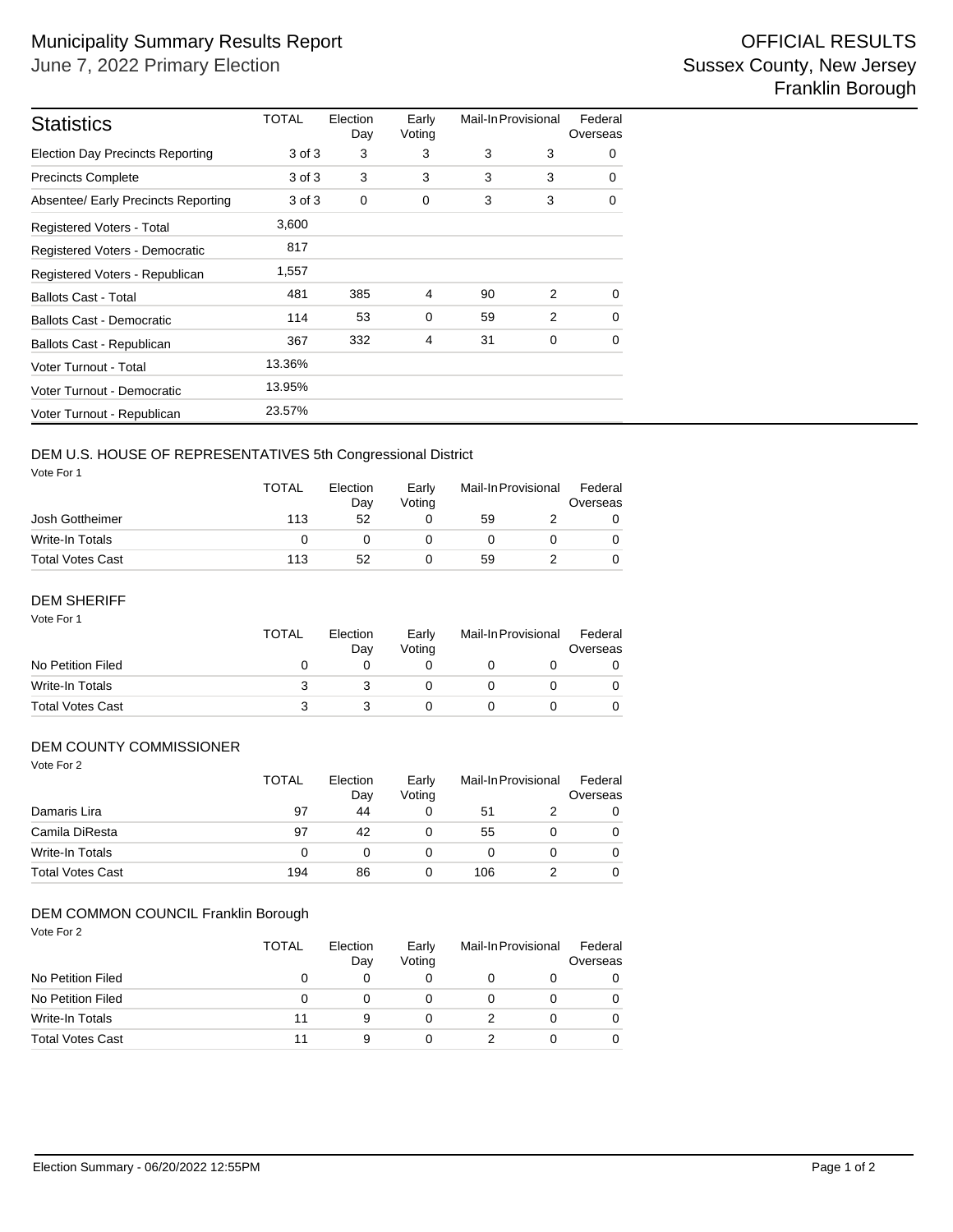# Municipality Summary Results Report

June 7, 2022 Primary Election

OFFICIAL RESULTS
Sussex County, New Jersey
Franklin Borough

| Statistics | TOTAL | Election Day | Early Voting | Mail-In | Provisional | Federal Overseas |
|---|---|---|---|---|---|---|
| Election Day Precincts Reporting | 3 of 3 | 3 | 3 | 3 | 3 | 0 |
| Precincts Complete | 3 of 3 | 3 | 3 | 3 | 3 | 0 |
| Absentee/ Early Precincts Reporting | 3 of 3 | 0 | 0 | 3 | 3 | 0 |
| Registered Voters - Total | 3,600 | | | | | |
| Registered Voters - Democratic | 817 | | | | | |
| Registered Voters - Republican | 1,557 | | | | | |
| Ballots Cast - Total | 481 | 385 | 4 | 90 | 2 | 0 |
| Ballots Cast - Democratic | 114 | 53 | 0 | 59 | 2 | 0 |
| Ballots Cast - Republican | 367 | 332 | 4 | 31 | 0 | 0 |
| Voter Turnout - Total | 13.36% | | | | | |
| Voter Turnout - Democratic | 13.95% | | | | | |
| Voter Turnout - Republican | 23.57% | | | | | |

## DEM U.S. HOUSE OF REPRESENTATIVES 5th Congressional District

Vote For 1

| | TOTAL | Election Day | Early Voting | Mail-In | Provisional | Federal Overseas |
|---|---|---|---|---|---|---|
| Josh Gottheimer | 113 | 52 | 0 | 59 | 2 | 0 |
| Write-In Totals | 0 | 0 | 0 | 0 | 0 | 0 |
| Total Votes Cast | 113 | 52 | 0 | 59 | 2 | 0 |

## DEM SHERIFF

Vote For 1

| | TOTAL | Election Day | Early Voting | Mail-In | Provisional | Federal Overseas |
|---|---|---|---|---|---|---|
| No Petition Filed | 0 | 0 | 0 | 0 | 0 | 0 |
| Write-In Totals | 3 | 3 | 0 | 0 | 0 | 0 |
| Total Votes Cast | 3 | 3 | 0 | 0 | 0 | 0 |

## DEM COUNTY COMMISSIONER

Vote For 2

| | TOTAL | Election Day | Early Voting | Mail-In | Provisional | Federal Overseas |
|---|---|---|---|---|---|---|
| Damaris Lira | 97 | 44 | 0 | 51 | 2 | 0 |
| Camila DiResta | 97 | 42 | 0 | 55 | 0 | 0 |
| Write-In Totals | 0 | 0 | 0 | 0 | 0 | 0 |
| Total Votes Cast | 194 | 86 | 0 | 106 | 2 | 0 |

## DEM COMMON COUNCIL Franklin Borough

Vote For 2

| | TOTAL | Election Day | Early Voting | Mail-In | Provisional | Federal Overseas |
|---|---|---|---|---|---|---|
| No Petition Filed | 0 | 0 | 0 | 0 | 0 | 0 |
| No Petition Filed | 0 | 0 | 0 | 0 | 0 | 0 |
| Write-In Totals | 11 | 9 | 0 | 2 | 0 | 0 |
| Total Votes Cast | 11 | 9 | 0 | 2 | 0 | 0 |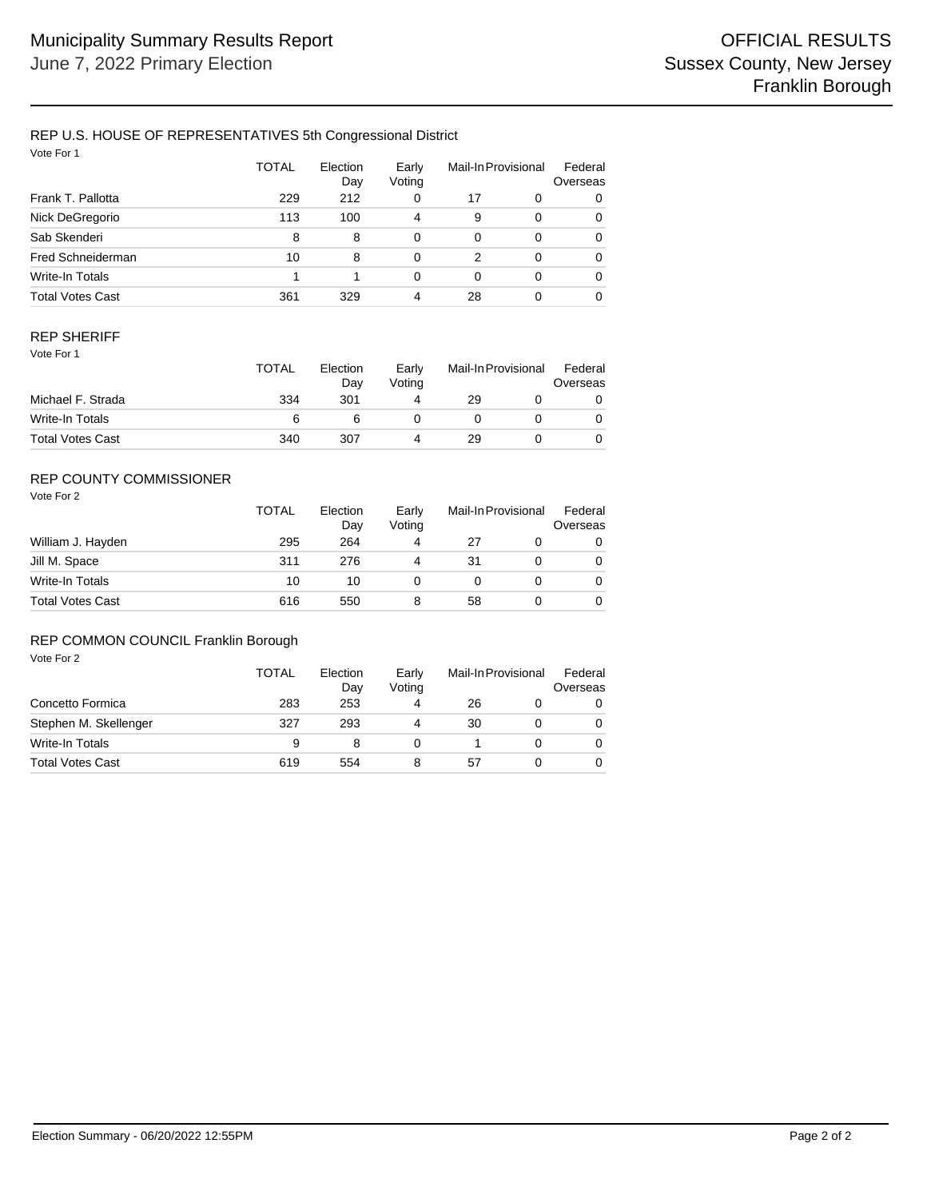# Municipality Summary Results Report

June 7, 2022 Primary Election

OFFICIAL RESULTS
Sussex County, New Jersey
Franklin Borough

## REP U.S. HOUSE OF REPRESENTATIVES 5th Congressional District

Vote For 1

| | TOTAL | Election Day | Early Voting | Mail-In | Provisional | Federal Overseas |
|---|---|---|---|---|---|---|
| Frank T. Pallotta | 229 | 212 | 0 | 17 | 0 | 0 |
| Nick DeGregorio | 113 | 100 | 4 | 9 | 0 | 0 |
| Sab Skenderi | 8 | 8 | 0 | 0 | 0 | 0 |
| Fred Schneiderman | 10 | 8 | 0 | 2 | 0 | 0 |
| Write-In Totals | 1 | 1 | 0 | 0 | 0 | 0 |
| Total Votes Cast | 361 | 329 | 4 | 28 | 0 | 0 |

## REP SHERIFF

Vote For 1

| | TOTAL | Election Day | Early Voting | Mail-In | Provisional | Federal Overseas |
|---|---|---|---|---|---|---|
| Michael F. Strada | 334 | 301 | 4 | 29 | 0 | 0 |
| Write-In Totals | 6 | 6 | 0 | 0 | 0 | 0 |
| Total Votes Cast | 340 | 307 | 4 | 29 | 0 | 0 |

## REP COUNTY COMMISSIONER

Vote For 2

| | TOTAL | Election Day | Early Voting | Mail-In | Provisional | Federal Overseas |
|---|---|---|---|---|---|---|
| William J. Hayden | 295 | 264 | 4 | 27 | 0 | 0 |
| Jill M. Space | 311 | 276 | 4 | 31 | 0 | 0 |
| Write-In Totals | 10 | 10 | 0 | 0 | 0 | 0 |
| Total Votes Cast | 616 | 550 | 8 | 58 | 0 | 0 |

## REP COMMON COUNCIL Franklin Borough

Vote For 2

| | TOTAL | Election Day | Early Voting | Mail-In | Provisional | Federal Overseas |
|---|---|---|---|---|---|---|
| Concetto Formica | 283 | 253 | 4 | 26 | 0 | 0 |
| Stephen M. Skellenger | 327 | 293 | 4 | 30 | 0 | 0 |
| Write-In Totals | 9 | 8 | 0 | 1 | 0 | 0 |
| Total Votes Cast | 619 | 554 | 8 | 57 | 0 | 0 |

Election Summary - 06/20/2022 12:55PM